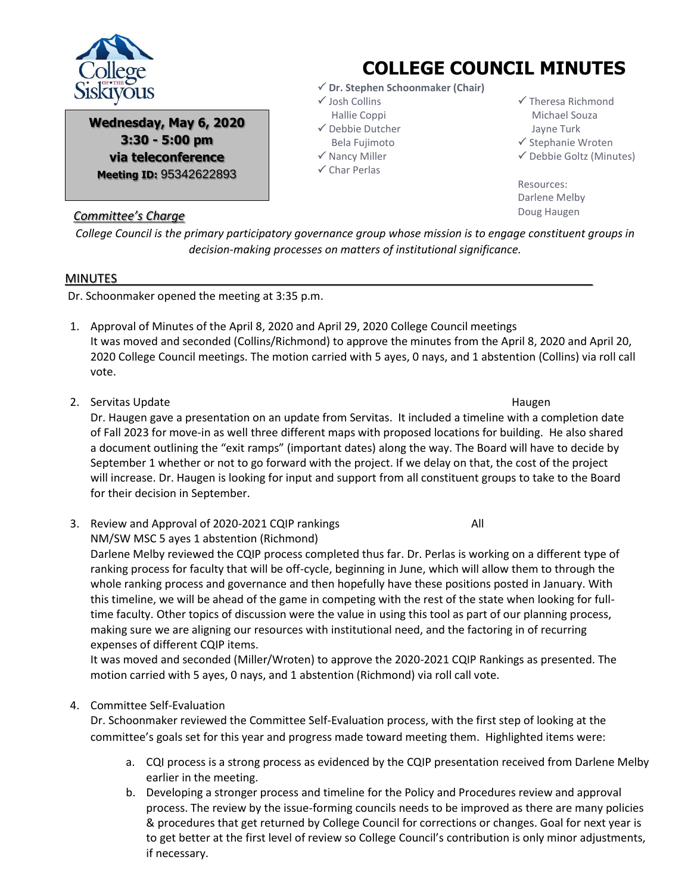# COLLEGE COUNCIL MINUTES

**Wednesday, May 6, 2020**
**3:30 - 5:00 pm**
**via teleconference**
**Meeting ID:** 95342622893

- ✓ **Dr. Stephen Schoonmaker (Chair)**
- ✓ Josh Collins
- Hallie Coppi
- ✓ Debbie Dutcher
- Bela Fujimoto
- ✓ Nancy Miller
- ✓ Char Perlas
- ✓ Theresa Richmond
- Michael Souza
- Jayne Turk
- ✓ Stephanie Wroten
- ✓ Debbie Goltz (Minutes)

Resources:
Darlene Melby
Doug Haugen

***Committee's Charge***

*College Council is the primary participatory governance group whose mission is to engage constituent groups in decision-making processes on matters of institutional significance.*

## MINUTES

Dr. Schoonmaker opened the meeting at 3:35 p.m.

1. Approval of Minutes of the April 8, 2020 and April 29, 2020 College Council meetings
   It was moved and seconded (Collins/Richmond) to approve the minutes from the April 8, 2020 and April 20, 2020 College Council meetings. The motion carried with 5 ayes, 0 nays, and 1 abstention (Collins) via roll call vote.

2. Servitas Update — Haugen
   Dr. Haugen gave a presentation on an update from Servitas. It included a timeline with a completion date of Fall 2023 for move-in as well three different maps with proposed locations for building. He also shared a document outlining the "exit ramps" (important dates) along the way. The Board will have to decide by September 1 whether or not to go forward with the project. If we delay on that, the cost of the project will increase. Dr. Haugen is looking for input and support from all constituent groups to take to the Board for their decision in September.

3. Review and Approval of 2020-2021 CQIP rankings — All
   NM/SW MSC 5 ayes 1 abstention (Richmond)
   Darlene Melby reviewed the CQIP process completed thus far. Dr. Perlas is working on a different type of ranking process for faculty that will be off-cycle, beginning in June, which will allow them to through the whole ranking process and governance and then hopefully have these positions posted in January. With this timeline, we will be ahead of the game in competing with the rest of the state when looking for full-time faculty. Other topics of discussion were the value in using this tool as part of our planning process, making sure we are aligning our resources with institutional need, and the factoring in of recurring expenses of different CQIP items.
   It was moved and seconded (Miller/Wroten) to approve the 2020-2021 CQIP Rankings as presented. The motion carried with 5 ayes, 0 nays, and 1 abstention (Richmond) via roll call vote.

4. Committee Self-Evaluation
   Dr. Schoonmaker reviewed the Committee Self-Evaluation process, with the first step of looking at the committee's goals set for this year and progress made toward meeting them. Highlighted items were:

   a. CQI process is a strong process as evidenced by the CQIP presentation received from Darlene Melby earlier in the meeting.
   b. Developing a stronger process and timeline for the Policy and Procedures review and approval process. The review by the issue-forming councils needs to be improved as there are many policies & procedures that get returned by College Council for corrections or changes. Goal for next year is to get better at the first level of review so College Council's contribution is only minor adjustments, if necessary.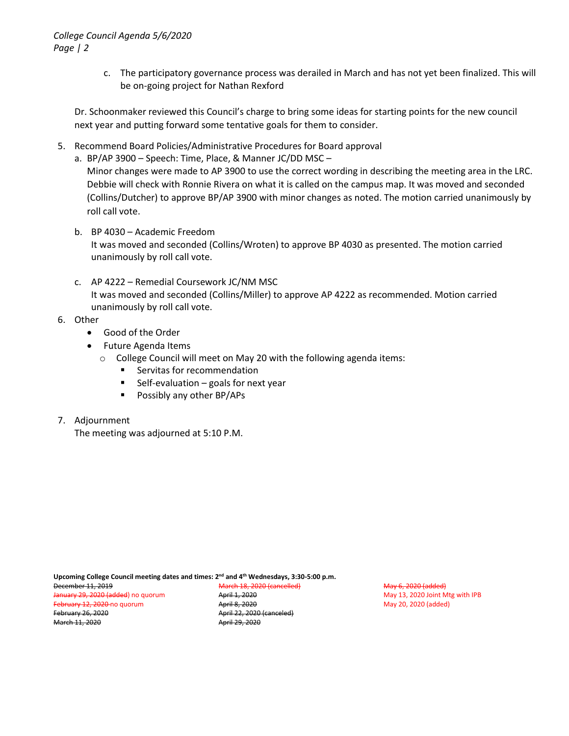c. The participatory governance process was derailed in March and has not yet been finalized. This will be on-going project for Nathan Rexford

Dr. Schoonmaker reviewed this Council's charge to bring some ideas for starting points for the new council next year and putting forward some tentative goals for them to consider.

5. Recommend Board Policies/Administrative Procedures for Board approval
   a. BP/AP 3900 – Speech: Time, Place, & Manner JC/DD MSC –
      Minor changes were made to AP 3900 to use the correct wording in describing the meeting area in the LRC. Debbie will check with Ronnie Rivera on what it is called on the campus map. It was moved and seconded (Collins/Dutcher) to approve BP/AP 3900 with minor changes as noted. The motion carried unanimously by roll call vote.

   b. BP 4030 – Academic Freedom
      It was moved and seconded (Collins/Wroten) to approve BP 4030 as presented. The motion carried unanimously by roll call vote.

   c. AP 4222 – Remedial Coursework JC/NM MSC
      It was moved and seconded (Collins/Miller) to approve AP 4222 as recommended. Motion carried unanimously by roll call vote.

6. Other
   - Good of the Order
   - Future Agenda Items
     - College Council will meet on May 20 with the following agenda items:
       - Servitas for recommendation
       - Self-evaluation – goals for next year
       - Possibly any other BP/APs

7. Adjournment
   The meeting was adjourned at 5:10 P.M.

**Upcoming College Council meeting dates and times: 2nd and 4th Wednesdays, 3:30-5:00 p.m.**

| | | |
|---|---|---|
| ~~December 11, 2019~~ | ~~March 18, 2020 (cancelled)~~ | ~~May 6, 2020 (added)~~ |
| ~~January 29, 2020 (added)~~ no quorum | ~~April 1, 2020~~ | May 13, 2020 Joint Mtg with IPB |
| ~~February 12, 2020~~ no quorum | ~~April 8, 2020~~ | May 20, 2020 (added) |
| ~~February 26, 2020~~ | ~~April 22, 2020 (canceled)~~ | |
| ~~March 11, 2020~~ | ~~April 29, 2020~~ | |